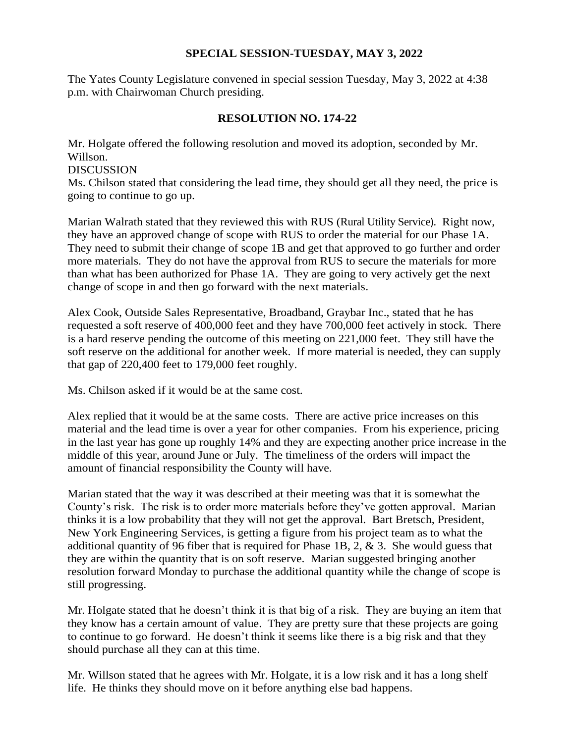## SPECIAL SESSION-TUESDAY, MAY 3, 2022

The Yates County Legislature convened in special session Tuesday, May 3, 2022 at 4:38 p.m. with Chairwoman Church presiding.

## RESOLUTION NO. 174-22

Mr. Holgate offered the following resolution and moved its adoption, seconded by Mr. Willson.

DISCUSSION

Ms. Chilson stated that considering the lead time, they should get all they need, the price is going to continue to go up.

Marian Walrath stated that they reviewed this with RUS (Rural Utility Service). Right now, they have an approved change of scope with RUS to order the material for our Phase 1A. They need to submit their change of scope 1B and get that approved to go further and order more materials. They do not have the approval from RUS to secure the materials for more than what has been authorized for Phase 1A. They are going to very actively get the next change of scope in and then go forward with the next materials.

Alex Cook, Outside Sales Representative, Broadband, Graybar Inc., stated that he has requested a soft reserve of 400,000 feet and they have 700,000 feet actively in stock. There is a hard reserve pending the outcome of this meeting on 221,000 feet. They still have the soft reserve on the additional for another week. If more material is needed, they can supply that gap of 220,400 feet to 179,000 feet roughly.

Ms. Chilson asked if it would be at the same cost.

Alex replied that it would be at the same costs. There are active price increases on this material and the lead time is over a year for other companies. From his experience, pricing in the last year has gone up roughly 14% and they are expecting another price increase in the middle of this year, around June or July. The timeliness of the orders will impact the amount of financial responsibility the County will have.

Marian stated that the way it was described at their meeting was that it is somewhat the County's risk. The risk is to order more materials before they've gotten approval. Marian thinks it is a low probability that they will not get the approval. Bart Bretsch, President, New York Engineering Services, is getting a figure from his project team as to what the additional quantity of 96 fiber that is required for Phase 1B, 2, & 3. She would guess that they are within the quantity that is on soft reserve. Marian suggested bringing another resolution forward Monday to purchase the additional quantity while the change of scope is still progressing.

Mr. Holgate stated that he doesn't think it is that big of a risk. They are buying an item that they know has a certain amount of value. They are pretty sure that these projects are going to continue to go forward. He doesn't think it seems like there is a big risk and that they should purchase all they can at this time.

Mr. Willson stated that he agrees with Mr. Holgate, it is a low risk and it has a long shelf life. He thinks they should move on it before anything else bad happens.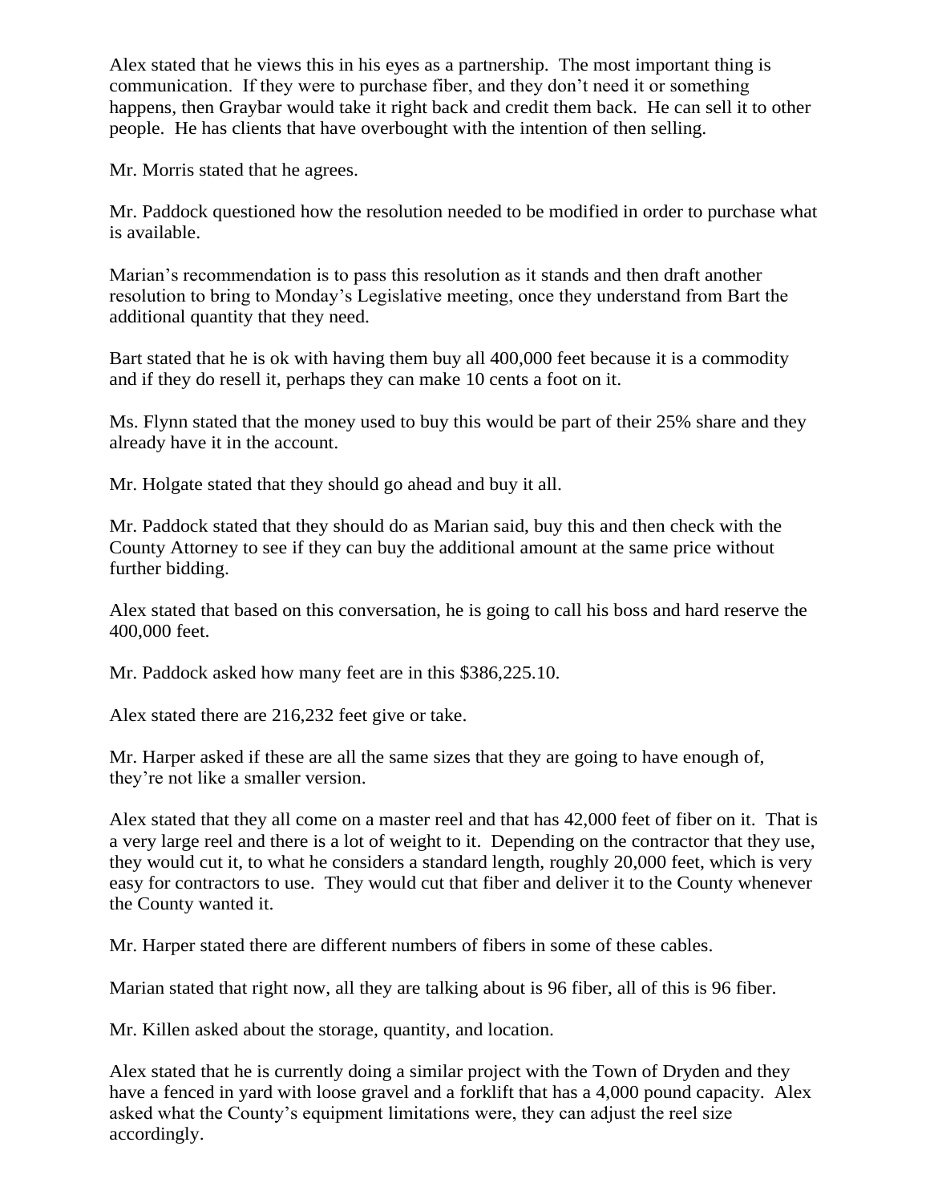Alex stated that he views this in his eyes as a partnership. The most important thing is communication. If they were to purchase fiber, and they don't need it or something happens, then Graybar would take it right back and credit them back. He can sell it to other people. He has clients that have overbought with the intention of then selling.

Mr. Morris stated that he agrees.

Mr. Paddock questioned how the resolution needed to be modified in order to purchase what is available.

Marian's recommendation is to pass this resolution as it stands and then draft another resolution to bring to Monday's Legislative meeting, once they understand from Bart the additional quantity that they need.

Bart stated that he is ok with having them buy all 400,000 feet because it is a commodity and if they do resell it, perhaps they can make 10 cents a foot on it.

Ms. Flynn stated that the money used to buy this would be part of their 25% share and they already have it in the account.

Mr. Holgate stated that they should go ahead and buy it all.

Mr. Paddock stated that they should do as Marian said, buy this and then check with the County Attorney to see if they can buy the additional amount at the same price without further bidding.

Alex stated that based on this conversation, he is going to call his boss and hard reserve the 400,000 feet.

Mr. Paddock asked how many feet are in this $386,225.10.

Alex stated there are 216,232 feet give or take.

Mr. Harper asked if these are all the same sizes that they are going to have enough of, they're not like a smaller version.

Alex stated that they all come on a master reel and that has 42,000 feet of fiber on it. That is a very large reel and there is a lot of weight to it. Depending on the contractor that they use, they would cut it, to what he considers a standard length, roughly 20,000 feet, which is very easy for contractors to use. They would cut that fiber and deliver it to the County whenever the County wanted it.

Mr. Harper stated there are different numbers of fibers in some of these cables.

Marian stated that right now, all they are talking about is 96 fiber, all of this is 96 fiber.

Mr. Killen asked about the storage, quantity, and location.

Alex stated that he is currently doing a similar project with the Town of Dryden and they have a fenced in yard with loose gravel and a forklift that has a 4,000 pound capacity. Alex asked what the County's equipment limitations were, they can adjust the reel size accordingly.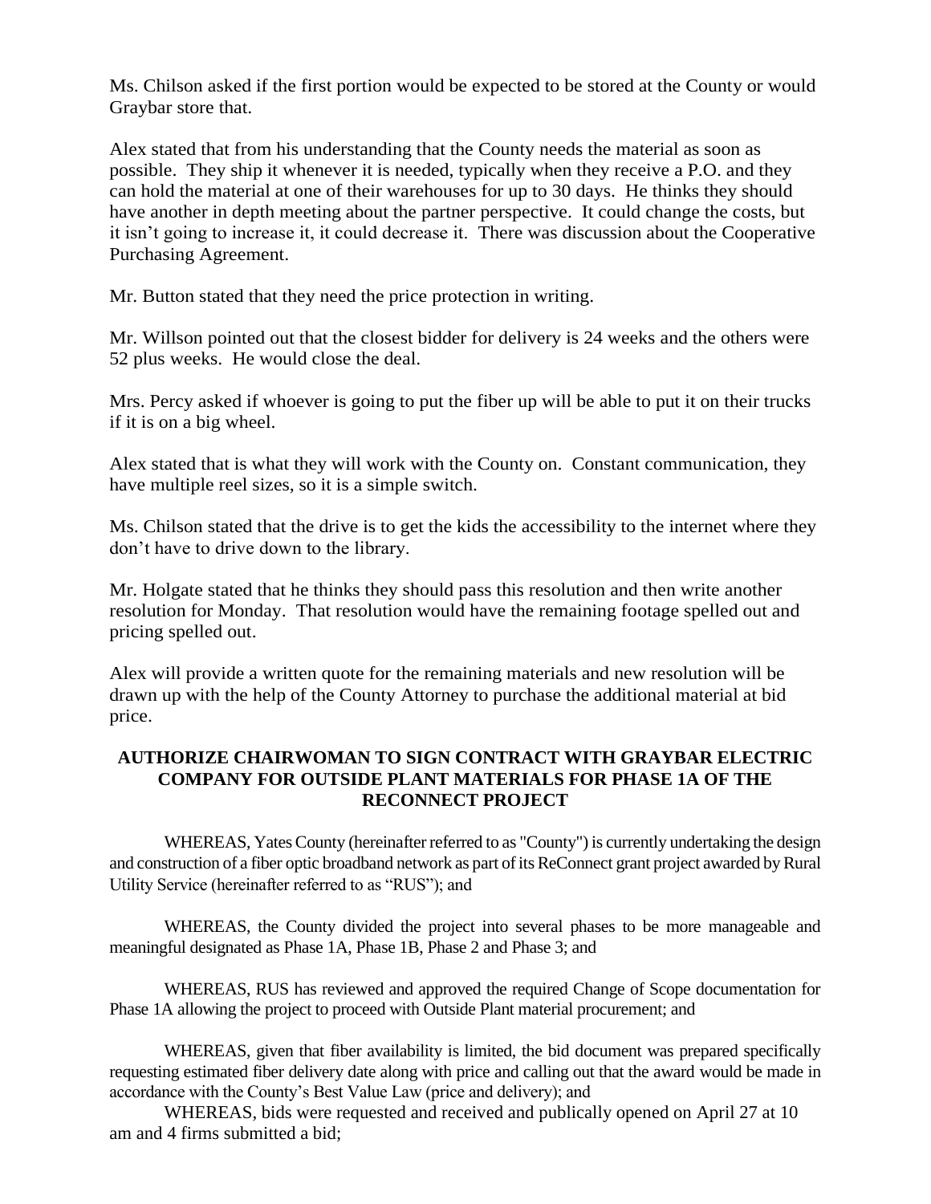Ms. Chilson asked if the first portion would be expected to be stored at the County or would Graybar store that.

Alex stated that from his understanding that the County needs the material as soon as possible. They ship it whenever it is needed, typically when they receive a P.O. and they can hold the material at one of their warehouses for up to 30 days. He thinks they should have another in depth meeting about the partner perspective. It could change the costs, but it isn't going to increase it, it could decrease it. There was discussion about the Cooperative Purchasing Agreement.

Mr. Button stated that they need the price protection in writing.

Mr. Willson pointed out that the closest bidder for delivery is 24 weeks and the others were 52 plus weeks. He would close the deal.

Mrs. Percy asked if whoever is going to put the fiber up will be able to put it on their trucks if it is on a big wheel.

Alex stated that is what they will work with the County on. Constant communication, they have multiple reel sizes, so it is a simple switch.

Ms. Chilson stated that the drive is to get the kids the accessibility to the internet where they don't have to drive down to the library.

Mr. Holgate stated that he thinks they should pass this resolution and then write another resolution for Monday. That resolution would have the remaining footage spelled out and pricing spelled out.

Alex will provide a written quote for the remaining materials and new resolution will be drawn up with the help of the County Attorney to purchase the additional material at bid price.

**AUTHORIZE CHAIRWOMAN TO SIGN CONTRACT WITH GRAYBAR ELECTRIC COMPANY FOR OUTSIDE PLANT MATERIALS FOR PHASE 1A OF THE RECONNECT PROJECT**

WHEREAS, Yates County (hereinafter referred to as "County") is currently undertaking the design and construction of a fiber optic broadband network as part of its ReConnect grant project awarded by Rural Utility Service (hereinafter referred to as "RUS"); and

WHEREAS, the County divided the project into several phases to be more manageable and meaningful designated as Phase 1A, Phase 1B, Phase 2 and Phase 3; and

WHEREAS, RUS has reviewed and approved the required Change of Scope documentation for Phase 1A allowing the project to proceed with Outside Plant material procurement; and

WHEREAS, given that fiber availability is limited, the bid document was prepared specifically requesting estimated fiber delivery date along with price and calling out that the award would be made in accordance with the County's Best Value Law (price and delivery); and

WHEREAS, bids were requested and received and publically opened on April 27 at 10 am and 4 firms submitted a bid;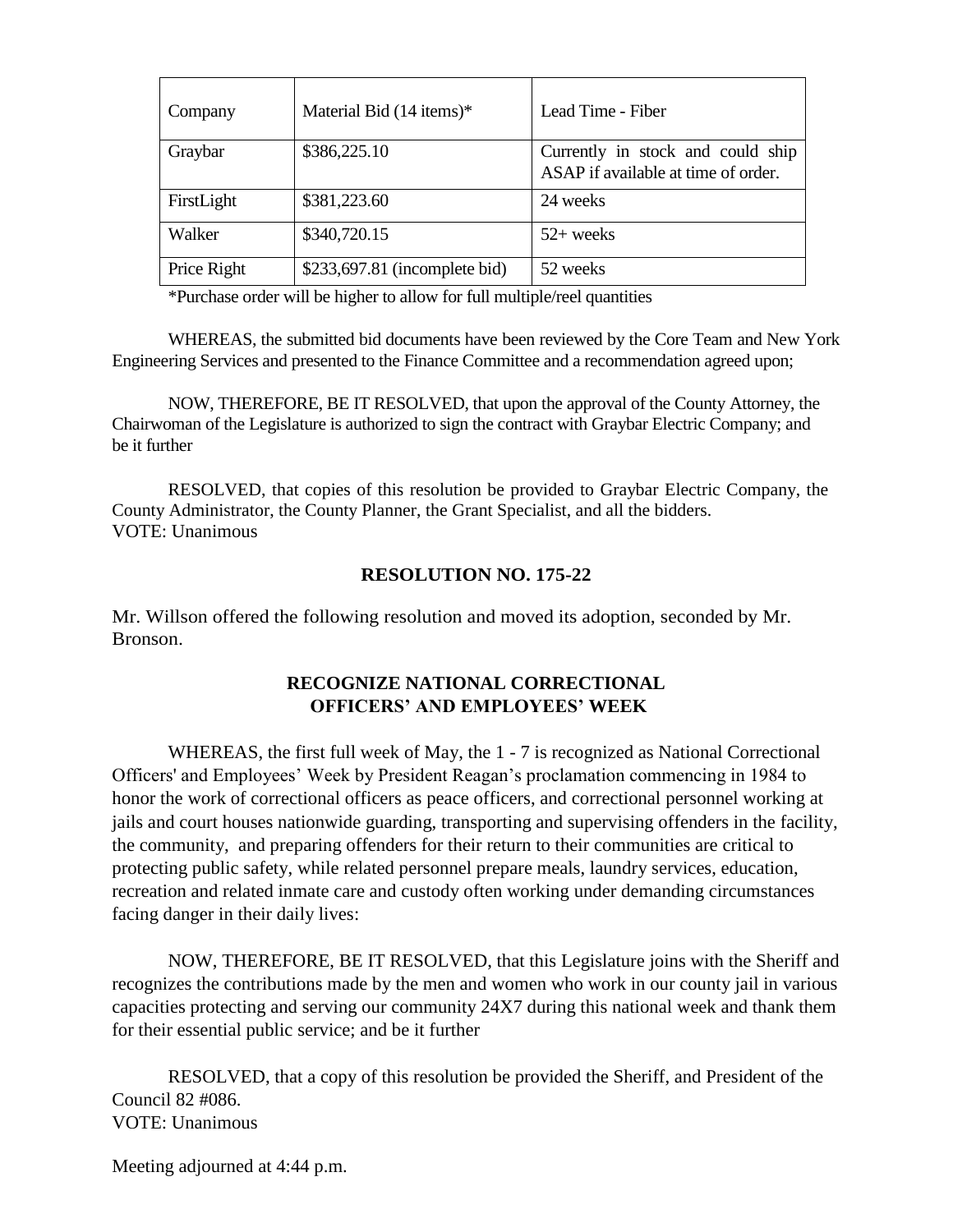| Company | Material Bid (14 items)* | Lead Time - Fiber |
|---|---|---|
| Graybar | $386,225.10 | Currently in stock and could ship ASAP if available at time of order. |
| FirstLight | $381,223.60 | 24 weeks |
| Walker | $340,720.15 | 52+ weeks |
| Price Right | $233,697.81 (incomplete bid) | 52 weeks |

*Purchase order will be higher to allow for full multiple/reel quantities

WHEREAS, the submitted bid documents have been reviewed by the Core Team and New York Engineering Services and presented to the Finance Committee and a recommendation agreed upon;

NOW, THEREFORE, BE IT RESOLVED, that upon the approval of the County Attorney, the Chairwoman of the Legislature is authorized to sign the contract with Graybar Electric Company; and be it further

RESOLVED, that copies of this resolution be provided to Graybar Electric Company, the County Administrator, the County Planner, the Grant Specialist, and all the bidders.
VOTE: Unanimous

## RESOLUTION NO. 175-22

Mr. Willson offered the following resolution and moved its adoption, seconded by Mr. Bronson.

### RECOGNIZE NATIONAL CORRECTIONAL OFFICERS' AND EMPLOYEES' WEEK

WHEREAS, the first full week of May, the 1 - 7 is recognized as National Correctional Officers' and Employees' Week by President Reagan's proclamation commencing in 1984 to honor the work of correctional officers as peace officers, and correctional personnel working at jails and court houses nationwide guarding, transporting and supervising offenders in the facility, the community, and preparing offenders for their return to their communities are critical to protecting public safety, while related personnel prepare meals, laundry services, education, recreation and related inmate care and custody often working under demanding circumstances facing danger in their daily lives:

NOW, THEREFORE, BE IT RESOLVED, that this Legislature joins with the Sheriff and recognizes the contributions made by the men and women who work in our county jail in various capacities protecting and serving our community 24X7 during this national week and thank them for their essential public service; and be it further

RESOLVED, that a copy of this resolution be provided the Sheriff, and President of the Council 82 #086.
VOTE: Unanimous

Meeting adjourned at 4:44 p.m.